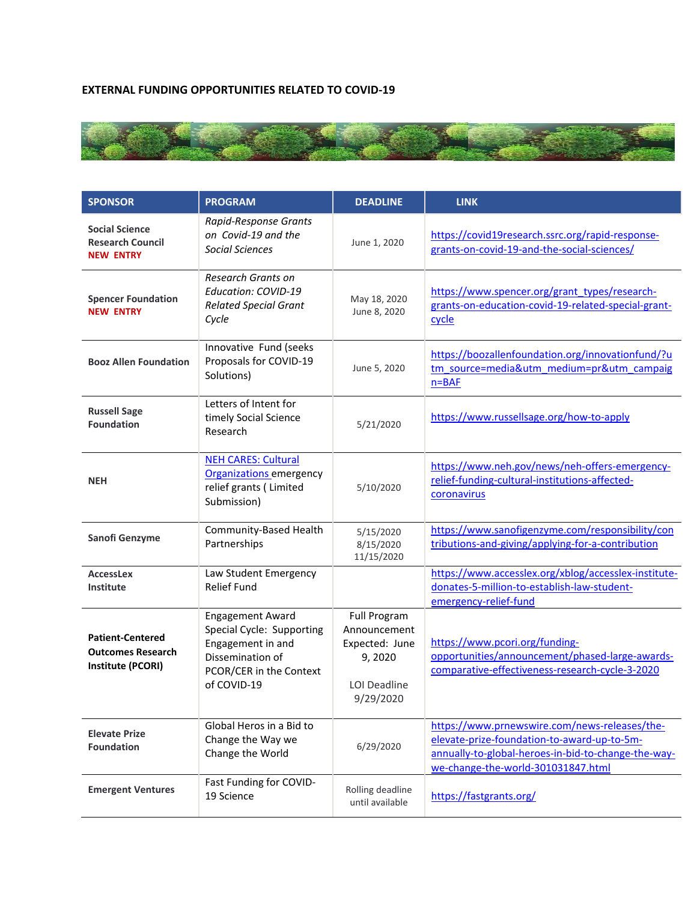# EXTERNAL FUNDING OPPORTUNITIES RELATED TO COVID-19

| SPONSOR | PROGRAM | DEADLINE | LINK |
|---|---|---|---|
| **Social Science Research Council** **NEW ENTRY** | *Rapid-Response Grants on Covid-19 and the Social Sciences* | June 1, 2020 | https://covid19research.ssrc.org/rapid-response-grants-on-covid-19-and-the-social-sciences/ |
| **Spencer Foundation** **NEW ENTRY** | *Research Grants on Education: COVID-19 Related Special Grant Cycle* | May 18, 2020 June 8, 2020 | https://www.spencer.org/grant_types/research-grants-on-education-covid-19-related-special-grant-cycle |
| **Booz Allen Foundation** | Innovative Fund (seeks Proposals for COVID-19 Solutions) | June 5, 2020 | https://boozallenfoundation.org/innovationfund/?utm_source=media&utm_medium=pr&utm_campaign=BAF |
| **Russell Sage Foundation** | Letters of Intent for timely Social Science Research | 5/21/2020 | https://www.russellsage.org/how-to-apply |
| **NEH** | NEH CARES: Cultural Organizations emergency relief grants ( Limited Submission) | 5/10/2020 | https://www.neh.gov/news/neh-offers-emergency-relief-funding-cultural-institutions-affected-coronavirus |
| **Sanofi Genzyme** | Community-Based Health Partnerships | 5/15/2020 8/15/2020 11/15/2020 | https://www.sanofigenzyme.com/responsibility/contributions-and-giving/applying-for-a-contribution |
| **AccessLex Institute** | Law Student Emergency Relief Fund | | https://www.accesslex.org/xblog/accesslex-institute-donates-5-million-to-establish-law-student-emergency-relief-fund |
| **Patient-Centered Outcomes Research Institute (PCORI)** | Engagement Award Special Cycle: Supporting Engagement in and Dissemination of PCOR/CER in the Context of COVID-19 | Full Program Announcement Expected: June 9, 2020<br><br>LOI Deadline 9/29/2020 | https://www.pcori.org/funding-opportunities/announcement/phased-large-awards-comparative-effectiveness-research-cycle-3-2020 |
| **Elevate Prize Foundation** | Global Heros in a Bid to Change the Way we Change the World | 6/29/2020 | https://www.prnewswire.com/news-releases/the-elevate-prize-foundation-to-award-up-to-5m-annually-to-global-heroes-in-bid-to-change-the-way-we-change-the-world-301031847.html |
| **Emergent Ventures** | Fast Funding for COVID-19 Science | Rolling deadline until available | https://fastgrants.org/ |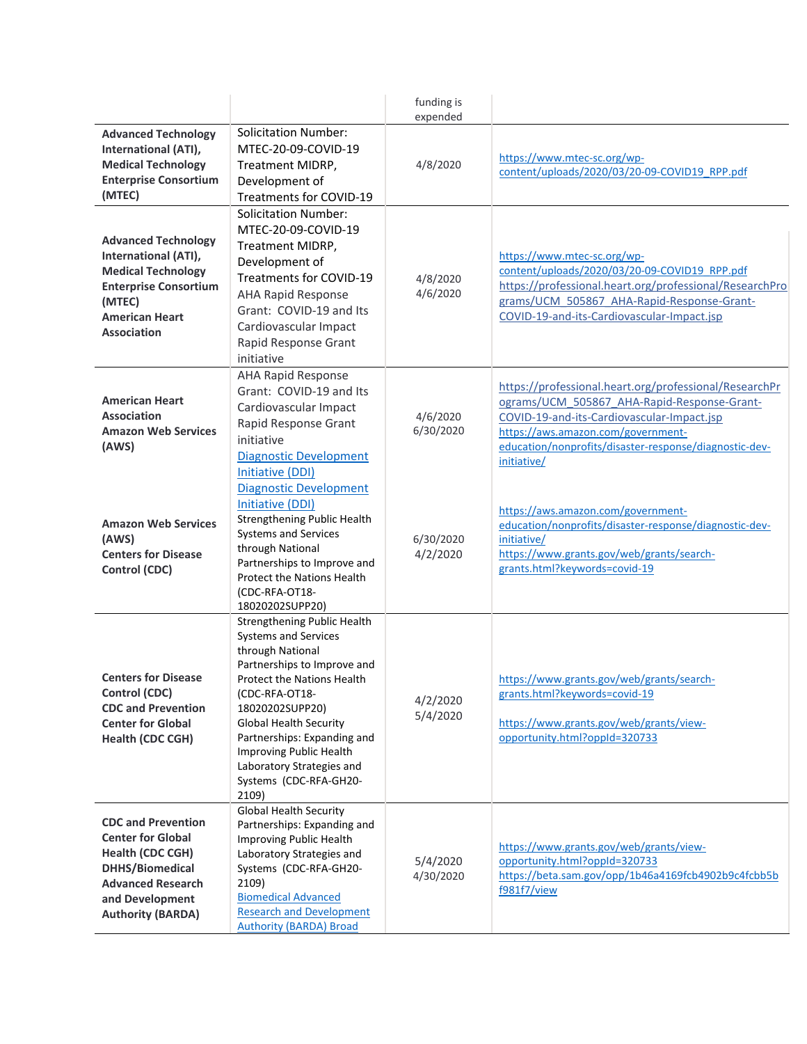| | | funding is expended | |
|---|---|---|---|
| **Advanced Technology International (ATI), Medical Technology Enterprise Consortium (MTEC)** | Solicitation Number: MTEC-20-09-COVID-19 Treatment MIDRP, Development of Treatments for COVID-19 | 4/8/2020 | https://www.mtec-sc.org/wp-content/uploads/2020/03/20-09-COVID19_RPP.pdf |
| **Advanced Technology International (ATI), Medical Technology Enterprise Consortium (MTEC)** **American Heart Association** | Solicitation Number: MTEC-20-09-COVID-19 Treatment MIDRP, Development of Treatments for COVID-19 AHA Rapid Response Grant: COVID-19 and Its Cardiovascular Impact Rapid Response Grant initiative | 4/8/2020 4/6/2020 | https://www.mtec-sc.org/wp-content/uploads/2020/03/20-09-COVID19_RPP.pdf https://professional.heart.org/professional/ResearchPrograms/UCM_505867_AHA-Rapid-Response-Grant-COVID-19-and-its-Cardiovascular-Impact.jsp |
| **American Heart Association** **Amazon Web Services (AWS)** **Amazon Web Services (AWS)** **Centers for Disease Control (CDC)** | AHA Rapid Response Grant: COVID-19 and Its Cardiovascular Impact Rapid Response Grant initiative [Diagnostic Development Initiative (DDI)](https://aws.amazon.com/government-education/nonprofits/disaster-response/diagnostic-dev-initiative/) [Diagnostic Development Initiative (DDI)](https://aws.amazon.com/government-education/nonprofits/disaster-response/diagnostic-dev-initiative/) Strengthening Public Health Systems and Services through National Partnerships to Improve and Protect the Nations Health (CDC-RFA-OT18-18020202SUPP20) | 4/6/2020 6/30/2020 6/30/2020 4/2/2020 | https://professional.heart.org/professional/ResearchPrograms/UCM_505867_AHA-Rapid-Response-Grant-COVID-19-and-its-Cardiovascular-Impact.jsp https://aws.amazon.com/government-education/nonprofits/disaster-response/diagnostic-dev-initiative/ https://aws.amazon.com/government-education/nonprofits/disaster-response/diagnostic-dev-initiative/ https://www.grants.gov/web/grants/search-grants.html?keywords=covid-19 |
| **Centers for Disease Control (CDC)** **CDC and Prevention Center for Global Health (CDC CGH)** | Strengthening Public Health Systems and Services through National Partnerships to Improve and Protect the Nations Health (CDC-RFA-OT18-18020202SUPP20) Global Health Security Partnerships: Expanding and Improving Public Health Laboratory Strategies and Systems (CDC-RFA-GH20-2109) | 4/2/2020 5/4/2020 | https://www.grants.gov/web/grants/search-grants.html?keywords=covid-19 https://www.grants.gov/web/grants/view-opportunity.html?oppId=320733 |
| **CDC and Prevention Center for Global Health (CDC CGH)** **DHHS/Biomedical Advanced Research and Development Authority (BARDA)** | Global Health Security Partnerships: Expanding and Improving Public Health Laboratory Strategies and Systems (CDC-RFA-GH20-2109) Biomedical Advanced Research and Development Authority (BARDA) Broad | 5/4/2020 4/30/2020 | https://www.grants.gov/web/grants/view-opportunity.html?oppId=320733 https://beta.sam.gov/opp/1b46a4169fcb4902b9c4fcbb5bf981f7/view |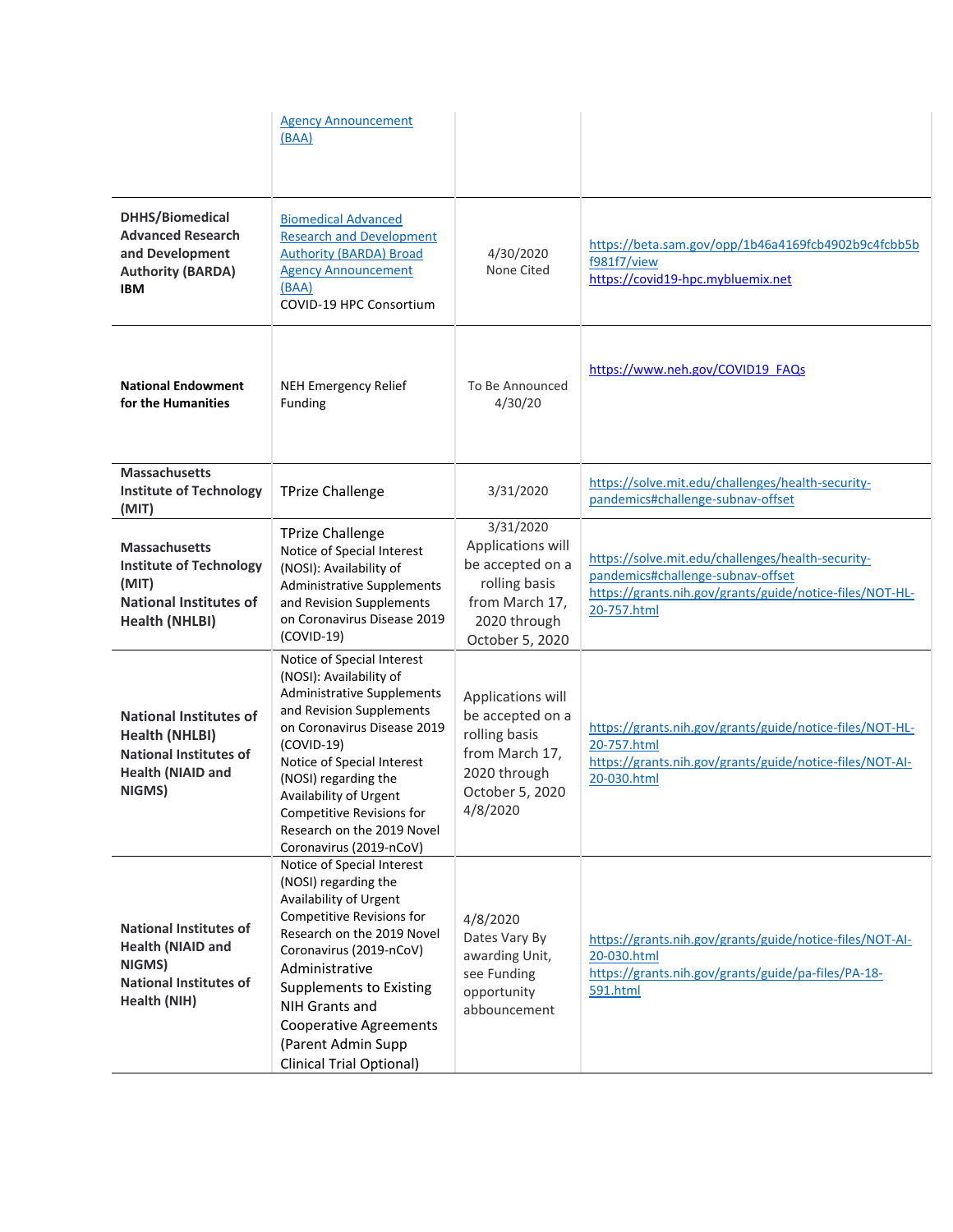| | | | |
|---|---|---|---|
| | Agency Announcement (BAA) | | |
| **DHHS/Biomedical Advanced Research and Development Authority (BARDA)** **IBM** | Biomedical Advanced Research and Development Authority (BARDA) Broad Agency Announcement (BAA) COVID-19 HPC Consortium | 4/30/2020 None Cited | https://beta.sam.gov/opp/1b46a4169fcb4902b9c4fcbb5bf981f7/view https://covid19-hpc.mybluemix.net |
| **National Endowment for the Humanities** | NEH Emergency Relief Funding | To Be Announced 4/30/20 | https://www.neh.gov/COVID19_FAQs |
| **Massachusetts Institute of Technology (MIT)** | TPrize Challenge | 3/31/2020 | https://solve.mit.edu/challenges/health-security-pandemics#challenge-subnav-offset |
| **Massachusetts Institute of Technology (MIT)** **National Institutes of Health (NHLBI)** | TPrize Challenge Notice of Special Interest (NOSI): Availability of Administrative Supplements and Revision Supplements on Coronavirus Disease 2019 (COVID-19) | 3/31/2020 Applications will be accepted on a rolling basis from March 17, 2020 through October 5, 2020 | https://solve.mit.edu/challenges/health-security-pandemics#challenge-subnav-offset https://grants.nih.gov/grants/guide/notice-files/NOT-HL-20-757.html |
| **National Institutes of Health (NHLBI)** **National Institutes of Health (NIAID and NIGMS)** | Notice of Special Interest (NOSI): Availability of Administrative Supplements and Revision Supplements on Coronavirus Disease 2019 (COVID-19) Notice of Special Interest (NOSI) regarding the Availability of Urgent Competitive Revisions for Research on the 2019 Novel Coronavirus (2019-nCoV) | Applications will be accepted on a rolling basis from March 17, 2020 through October 5, 2020 4/8/2020 | https://grants.nih.gov/grants/guide/notice-files/NOT-HL-20-757.html https://grants.nih.gov/grants/guide/notice-files/NOT-AI-20-030.html |
| **National Institutes of Health (NIAID and NIGMS)** **National Institutes of Health (NIH)** | Notice of Special Interest (NOSI) regarding the Availability of Urgent Competitive Revisions for Research on the 2019 Novel Coronavirus (2019-nCoV) Administrative Supplements to Existing NIH Grants and Cooperative Agreements (Parent Admin Supp Clinical Trial Optional) | 4/8/2020 Dates Vary By awarding Unit, see Funding opportunity abbouncement | https://grants.nih.gov/grants/guide/notice-files/NOT-AI-20-030.html https://grants.nih.gov/grants/guide/pa-files/PA-18-591.html |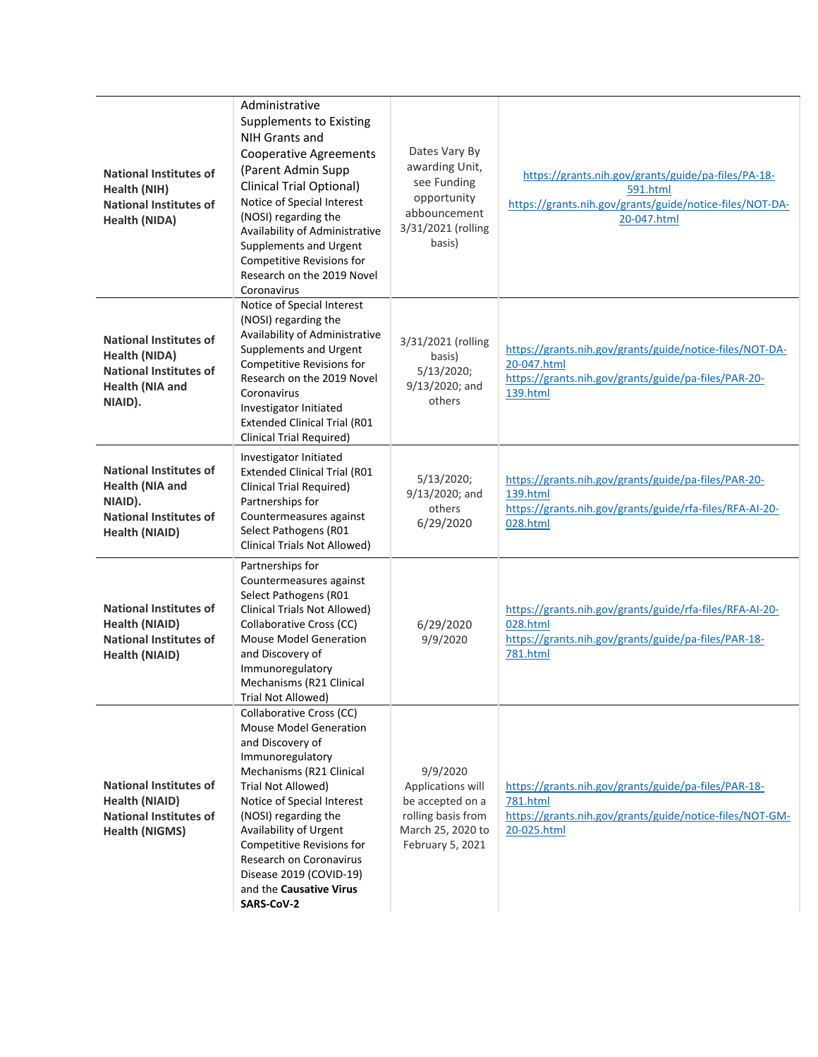| | | | |
|---|---|---|---|
| **National Institutes of Health (NIH)** **National Institutes of Health (NIDA)** | Administrative Supplements to Existing NIH Grants and Cooperative Agreements (Parent Admin Supp Clinical Trial Optional) Notice of Special Interest (NOSI) regarding the Availability of Administrative Supplements and Urgent Competitive Revisions for Research on the 2019 Novel Coronavirus | Dates Vary By awarding Unit, see Funding opportunity abbouncement 3/31/2021 (rolling basis) | https://grants.nih.gov/grants/guide/pa-files/PA-18-591.html https://grants.nih.gov/grants/guide/notice-files/NOT-DA-20-047.html |
| **National Institutes of Health (NIDA)** **National Institutes of Health (NIA and NIAID).** | Notice of Special Interest (NOSI) regarding the Availability of Administrative Supplements and Urgent Competitive Revisions for Research on the 2019 Novel Coronavirus Investigator Initiated Extended Clinical Trial (R01 Clinical Trial Required) | 3/31/2021 (rolling basis) 5/13/2020; 9/13/2020; and others | https://grants.nih.gov/grants/guide/notice-files/NOT-DA-20-047.html https://grants.nih.gov/grants/guide/pa-files/PAR-20-139.html |
| **National Institutes of Health (NIA and NIAID).** **National Institutes of Health (NIAID)** | Investigator Initiated Extended Clinical Trial (R01 Clinical Trial Required) Partnerships for Countermeasures against Select Pathogens (R01 Clinical Trials Not Allowed) | 5/13/2020; 9/13/2020; and others 6/29/2020 | https://grants.nih.gov/grants/guide/pa-files/PAR-20-139.html https://grants.nih.gov/grants/guide/rfa-files/RFA-AI-20-028.html |
| **National Institutes of Health (NIAID)** **National Institutes of Health (NIAID)** | Partnerships for Countermeasures against Select Pathogens (R01 Clinical Trials Not Allowed) Collaborative Cross (CC) Mouse Model Generation and Discovery of Immunoregulatory Mechanisms (R21 Clinical Trial Not Allowed) | 6/29/2020 9/9/2020 | https://grants.nih.gov/grants/guide/rfa-files/RFA-AI-20-028.html https://grants.nih.gov/grants/guide/pa-files/PAR-18-781.html |
| **National Institutes of Health (NIAID)** **National Institutes of Health (NIGMS)** | Collaborative Cross (CC) Mouse Model Generation and Discovery of Immunoregulatory Mechanisms (R21 Clinical Trial Not Allowed) Notice of Special Interest (NOSI) regarding the Availability of Urgent Competitive Revisions for Research on Coronavirus Disease 2019 (COVID-19) and the **Causative Virus SARS-CoV-2** | 9/9/2020 Applications will be accepted on a rolling basis from March 25, 2020 to February 5, 2021 | https://grants.nih.gov/grants/guide/pa-files/PAR-18-781.html https://grants.nih.gov/grants/guide/notice-files/NOT-GM-20-025.html |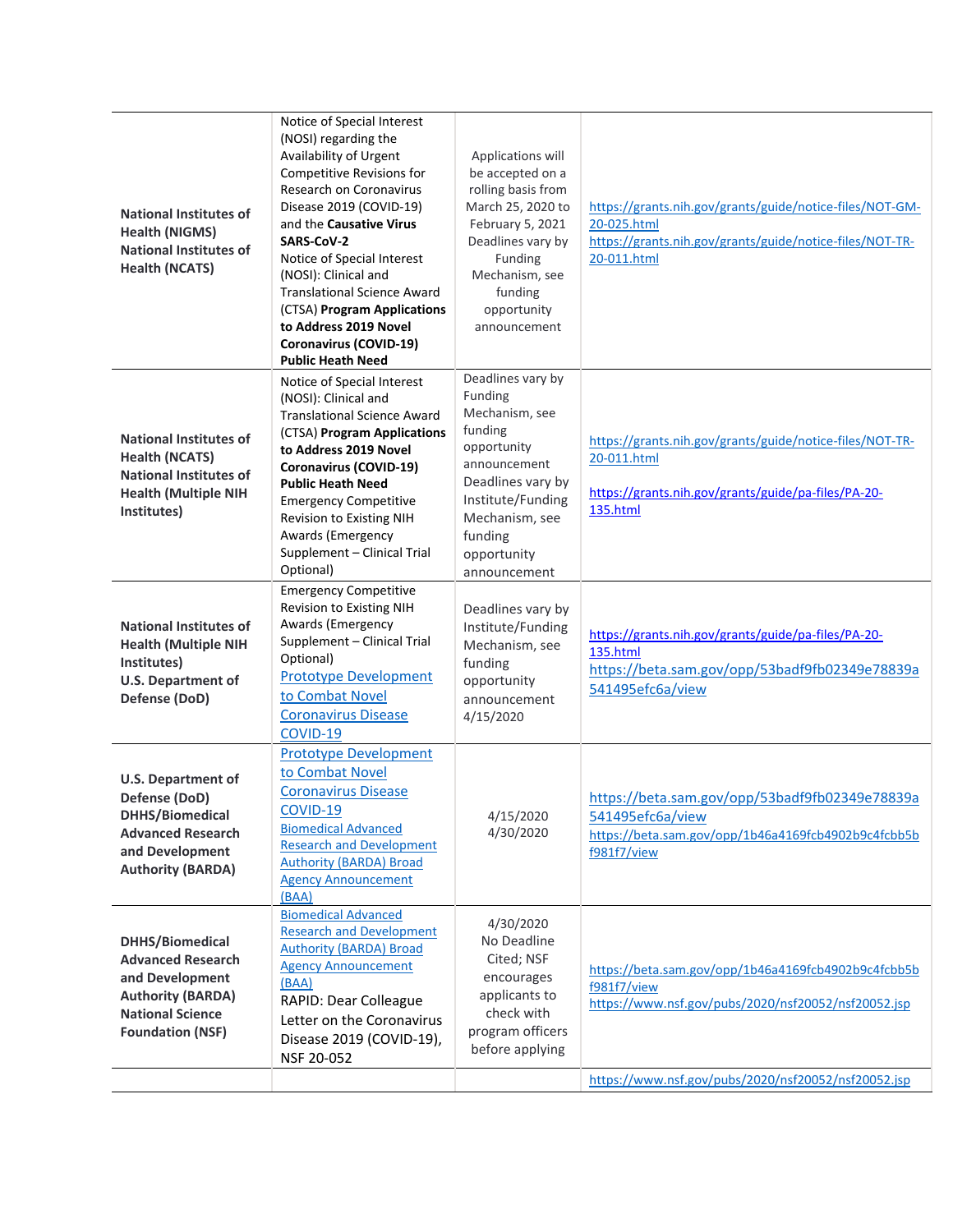| | | | |
|---|---|---|---|
| **National Institutes of Health (NIGMS)** **National Institutes of Health (NCATS)** | Notice of Special Interest (NOSI) regarding the Availability of Urgent Competitive Revisions for Research on Coronavirus Disease 2019 (COVID-19) and the **Causative Virus SARS-CoV-2** Notice of Special Interest (NOSI): Clinical and Translational Science Award (CTSA) **Program Applications to Address 2019 Novel Coronavirus (COVID-19) Public Heath Need** | Applications will be accepted on a rolling basis from March 25, 2020 to February 5, 2021 Deadlines vary by Funding Mechanism, see funding opportunity announcement | https://grants.nih.gov/grants/guide/notice-files/NOT-GM-20-025.html https://grants.nih.gov/grants/guide/notice-files/NOT-TR-20-011.html |
| **National Institutes of Health (NCATS)** **National Institutes of Health (Multiple NIH Institutes)** | Notice of Special Interest (NOSI): Clinical and Translational Science Award (CTSA) **Program Applications to Address 2019 Novel Coronavirus (COVID-19) Public Heath Need** Emergency Competitive Revision to Existing NIH Awards (Emergency Supplement – Clinical Trial Optional) | Deadlines vary by Funding Mechanism, see funding opportunity announcement Deadlines vary by Institute/Funding Mechanism, see funding opportunity announcement | https://grants.nih.gov/grants/guide/notice-files/NOT-TR-20-011.html https://grants.nih.gov/grants/guide/pa-files/PA-20-135.html |
| **National Institutes of Health (Multiple NIH Institutes)** **U.S. Department of Defense (DoD)** | Emergency Competitive Revision to Existing NIH Awards (Emergency Supplement – Clinical Trial Optional) Prototype Development to Combat Novel Coronavirus Disease COVID-19 | Deadlines vary by Institute/Funding Mechanism, see funding opportunity announcement 4/15/2020 | https://grants.nih.gov/grants/guide/pa-files/PA-20-135.html https://beta.sam.gov/opp/53badf9fb02349e78839a541495efc6a/view |
| **U.S. Department of Defense (DoD)** **DHHS/Biomedical Advanced Research and Development Authority (BARDA)** | Prototype Development to Combat Novel Coronavirus Disease COVID-19 Biomedical Advanced Research and Development Authority (BARDA) Broad Agency Announcement (BAA) | 4/15/2020 4/30/2020 | https://beta.sam.gov/opp/53badf9fb02349e78839a541495efc6a/view https://beta.sam.gov/opp/1b46a4169fcb4902b9c4fcbb5bf981f7/view |
| **DHHS/Biomedical Advanced Research and Development Authority (BARDA)** **National Science Foundation (NSF)** | Biomedical Advanced Research and Development Authority (BARDA) Broad Agency Announcement (BAA) RAPID: Dear Colleague Letter on the Coronavirus Disease 2019 (COVID-19), NSF 20-052 | 4/30/2020 No Deadline Cited; NSF encourages applicants to check with program officers before applying | https://beta.sam.gov/opp/1b46a4169fcb4902b9c4fcbb5bf981f7/view https://www.nsf.gov/pubs/2020/nsf20052/nsf20052.jsp |
| | | | https://www.nsf.gov/pubs/2020/nsf20052/nsf20052.jsp |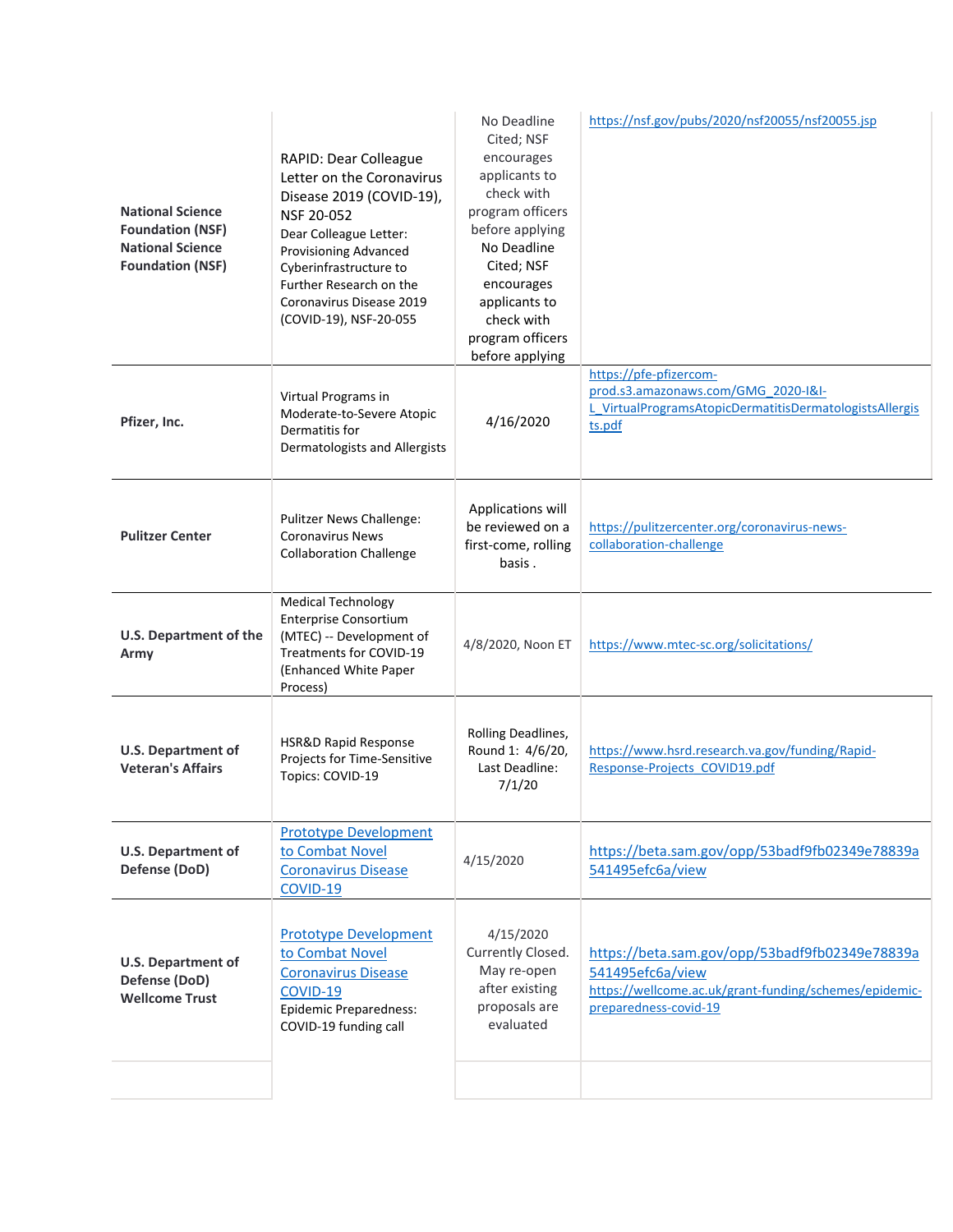| **National Science Foundation (NSF)**<br>**National Science Foundation (NSF)** | RAPID: Dear Colleague Letter on the Coronavirus Disease 2019 (COVID-19), NSF 20-052<br>Dear Colleague Letter: Provisioning Advanced Cyberinfrastructure to Further Research on the Coronavirus Disease 2019 (COVID-19), NSF-20-055 | No Deadline Cited; NSF encourages applicants to check with program officers before applying<br>No Deadline Cited; NSF encourages applicants to check with program officers before applying | https://nsf.gov/pubs/2020/nsf20055/nsf20055.jsp |
|---|---|---|---|
| **Pfizer, Inc.** | Virtual Programs in Moderate-to-Severe Atopic Dermatitis for Dermatologists and Allergists | 4/16/2020 | https://pfe-pfizercom-prod.s3.amazonaws.com/GMG_2020-I&I-L_VirtualProgramsAtopicDermatitisDermatologistsAllergists.pdf |
| **Pulitzer Center** | Pulitzer News Challenge: Coronavirus News Collaboration Challenge | Applications will be reviewed on a first-come, rolling basis . | https://pulitzercenter.org/coronavirus-news-collaboration-challenge |
| **U.S. Department of the Army** | Medical Technology Enterprise Consortium (MTEC) -- Development of Treatments for COVID-19 (Enhanced White Paper Process) | 4/8/2020, Noon ET | https://www.mtec-sc.org/solicitations/ |
| **U.S. Department of Veteran's Affairs** | HSR&D Rapid Response Projects for Time-Sensitive Topics: COVID-19 | Rolling Deadlines, Round 1: 4/6/20, Last Deadline: 7/1/20 | https://www.hsrd.research.va.gov/funding/Rapid-Response-Projects_COVID19.pdf |
| **U.S. Department of Defense (DoD)** | Prototype Development to Combat Novel Coronavirus Disease COVID-19 | 4/15/2020 | https://beta.sam.gov/opp/53badf9fb02349e78839a541495efc6a/view |
| **U.S. Department of Defense (DoD)**<br>**Wellcome Trust** | Prototype Development to Combat Novel Coronavirus Disease COVID-19<br>Epidemic Preparedness: COVID-19 funding call | 4/15/2020<br>Currently Closed. May re-open after existing proposals are evaluated | https://beta.sam.gov/opp/53badf9fb02349e78839a541495efc6a/view<br>https://wellcome.ac.uk/grant-funding/schemes/epidemic-preparedness-covid-19 |
| | | | |